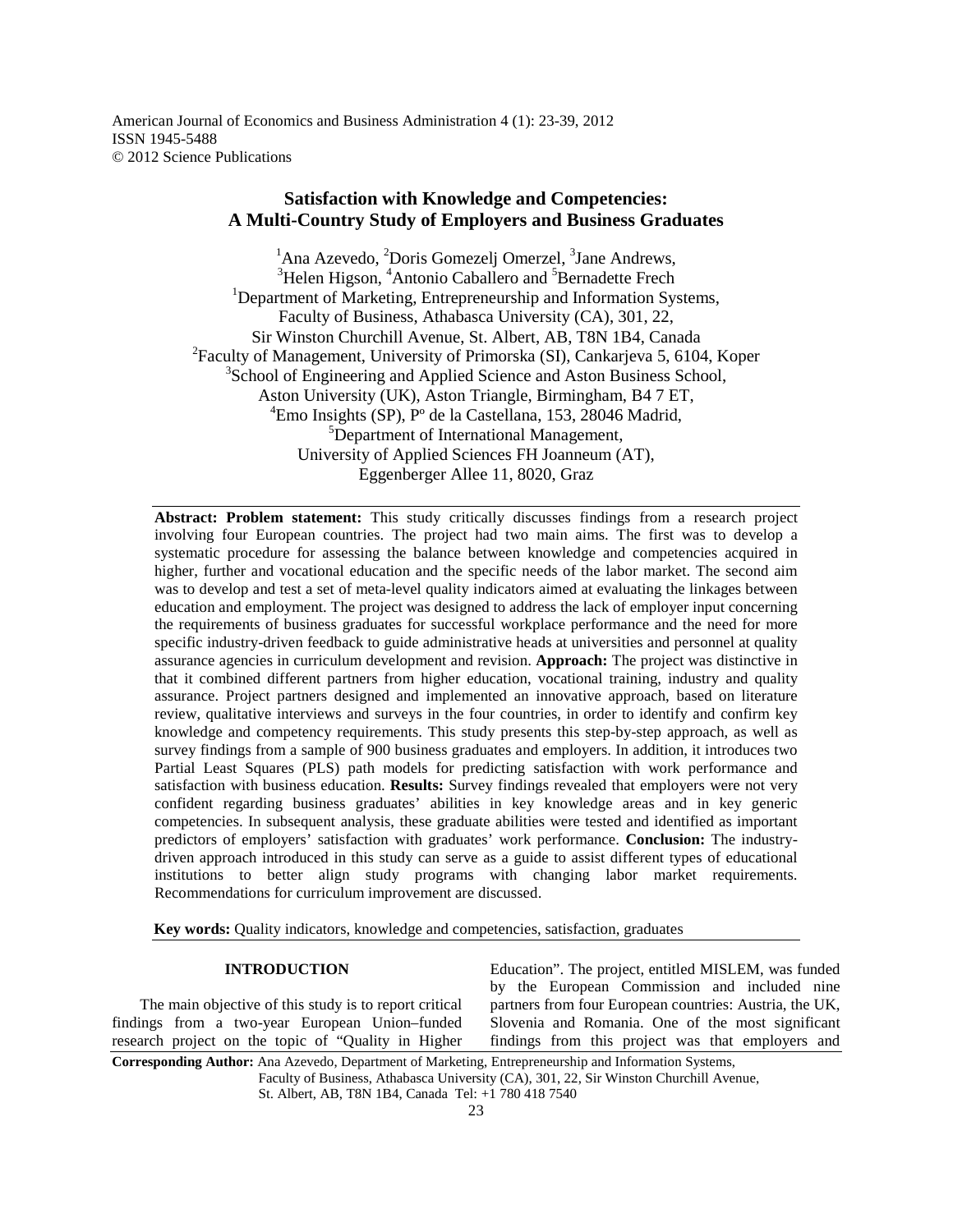# Satisfaction with Knowledge and Competencies: A Multi-Country Study of Employers and Business Graduates

[1]Ana Azevedo, [2]Doris Gomezelj Omerzel, [3]Jane Andrews, [3]Helen Higson, [4]Antonio Caballero and [5]Bernadette Frech

[1]Department of Marketing, Entrepreneurship and Information Systems, Faculty of Business, Athabasca University (CA), 301, 22, Sir Winston Churchill Avenue, St. Albert, AB, T8N 1B4, Canada

[2]Faculty of Management, University of Primorska (SI), Cankarjeva 5, 6104, Koper

[3]School of Engineering and Applied Science and Aston Business School, Aston University (UK), Aston Triangle, Birmingham, B4 7 ET,

[4]Emo Insights (SP), Pº de la Castellana, 153, 28046 Madrid,

[5]Department of International Management, University of Applied Sciences FH Joanneum (AT), Eggenberger Allee 11, 8020, Graz

---

**Abstract: Problem statement:** This study critically discusses findings from a research project involving four European countries. The project had two main aims. The first was to develop a systematic procedure for assessing the balance between knowledge and competencies acquired in higher, further and vocational education and the specific needs of the labor market. The second aim was to develop and test a set of meta-level quality indicators aimed at evaluating the linkages between education and employment. The project was designed to address the lack of employer input concerning the requirements of business graduates for successful workplace performance and the need for more specific industry-driven feedback to guide administrative heads at universities and personnel at quality assurance agencies in curriculum development and revision. **Approach:** The project was distinctive in that it combined different partners from higher education, vocational training, industry and quality assurance. Project partners designed and implemented an innovative approach, based on literature review, qualitative interviews and surveys in the four countries, in order to identify and confirm key knowledge and competency requirements. This study presents this step-by-step approach, as well as survey findings from a sample of 900 business graduates and employers. In addition, it introduces two Partial Least Squares (PLS) path models for predicting satisfaction with work performance and satisfaction with business education. **Results:** Survey findings revealed that employers were not very confident regarding business graduates' abilities in key knowledge areas and in key generic competencies. In subsequent analysis, these graduate abilities were tested and identified as important predictors of employers' satisfaction with graduates' work performance. **Conclusion:** The industry-driven approach introduced in this study can serve as a guide to assist different types of educational institutions to better align study programs with changing labor market requirements. Recommendations for curriculum improvement are discussed.

**Key words:** Quality indicators, knowledge and competencies, satisfaction, graduates

---

## INTRODUCTION

The main objective of this study is to report critical findings from a two-year European Union–funded research project on the topic of "Quality in Higher Education". The project, entitled MISLEM, was funded by the European Commission and included nine partners from four European countries: Austria, the UK, Slovenia and Romania. One of the most significant findings from this project was that employers and

---

**Corresponding Author:** Ana Azevedo, Department of Marketing, Entrepreneurship and Information Systems, Faculty of Business, Athabasca University (CA), 301, 22, Sir Winston Churchill Avenue, St. Albert, AB, T8N 1B4, Canada Tel: +1 780 418 7540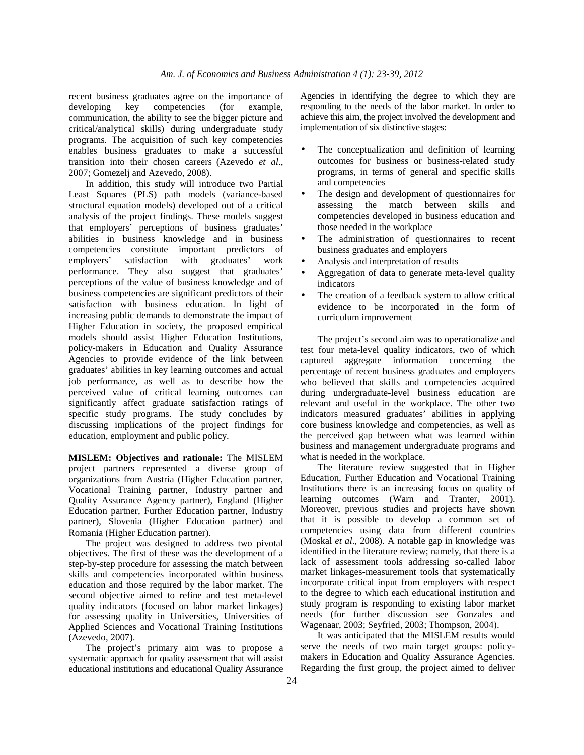recent business graduates agree on the importance of developing key competencies (for example, communication, the ability to see the bigger picture and critical/analytical skills) during undergraduate study programs. The acquisition of such key competencies enables business graduates to make a successful transition into their chosen careers (Azevedo *et al*., 2007; Gomezelj and Azevedo, 2008).

In addition, this study will introduce two Partial Least Squares (PLS) path models (variance-based structural equation models) developed out of a critical analysis of the project findings. These models suggest that employers' perceptions of business graduates' abilities in business knowledge and in business competencies constitute important predictors of employers' satisfaction with graduates' work performance. They also suggest that graduates' perceptions of the value of business knowledge and of business competencies are significant predictors of their satisfaction with business education. In light of increasing public demands to demonstrate the impact of Higher Education in society, the proposed empirical models should assist Higher Education Institutions, policy-makers in Education and Quality Assurance Agencies to provide evidence of the link between graduates' abilities in key learning outcomes and actual job performance, as well as to describe how the perceived value of critical learning outcomes can significantly affect graduate satisfaction ratings of specific study programs. The study concludes by discussing implications of the project findings for education, employment and public policy.

**MISLEM: Objectives and rationale:** The MISLEM project partners represented a diverse group of organizations from Austria (Higher Education partner, Vocational Training partner, Industry partner and Quality Assurance Agency partner), England (Higher Education partner, Further Education partner, Industry partner), Slovenia (Higher Education partner) and Romania (Higher Education partner).

The project was designed to address two pivotal objectives. The first of these was the development of a step-by-step procedure for assessing the match between skills and competencies incorporated within business education and those required by the labor market. The second objective aimed to refine and test meta-level quality indicators (focused on labor market linkages) for assessing quality in Universities, Universities of Applied Sciences and Vocational Training Institutions (Azevedo, 2007).

The project's primary aim was to propose a systematic approach for quality assessment that will assist educational institutions and educational Quality Assurance Agencies in identifying the degree to which they are responding to the needs of the labor market. In order to achieve this aim, the project involved the development and implementation of six distinctive stages:

- The conceptualization and definition of learning outcomes for business or business-related study programs, in terms of general and specific skills and competencies
- The design and development of questionnaires for assessing the match between skills and competencies developed in business education and those needed in the workplace
- The administration of questionnaires to recent business graduates and employers
- Analysis and interpretation of results
- Aggregation of data to generate meta-level quality indicators
- The creation of a feedback system to allow critical evidence to be incorporated in the form of curriculum improvement

The project's second aim was to operationalize and test four meta-level quality indicators, two of which captured aggregate information concerning the percentage of recent business graduates and employers who believed that skills and competencies acquired during undergraduate-level business education are relevant and useful in the workplace. The other two indicators measured graduates' abilities in applying core business knowledge and competencies, as well as the perceived gap between what was learned within business and management undergraduate programs and what is needed in the workplace.

The literature review suggested that in Higher Education, Further Education and Vocational Training Institutions there is an increasing focus on quality of learning outcomes (Warn and Tranter, 2001). Moreover, previous studies and projects have shown that it is possible to develop a common set of competencies using data from different countries (Moskal *et al*., 2008). A notable gap in knowledge was identified in the literature review; namely, that there is a lack of assessment tools addressing so-called labor market linkages-measurement tools that systematically incorporate critical input from employers with respect to the degree to which each educational institution and study program is responding to existing labor market needs (for further discussion see Gonzales and Wagenaar, 2003; Seyfried, 2003; Thompson, 2004).

It was anticipated that the MISLEM results would serve the needs of two main target groups: policy-makers in Education and Quality Assurance Agencies. Regarding the first group, the project aimed to deliver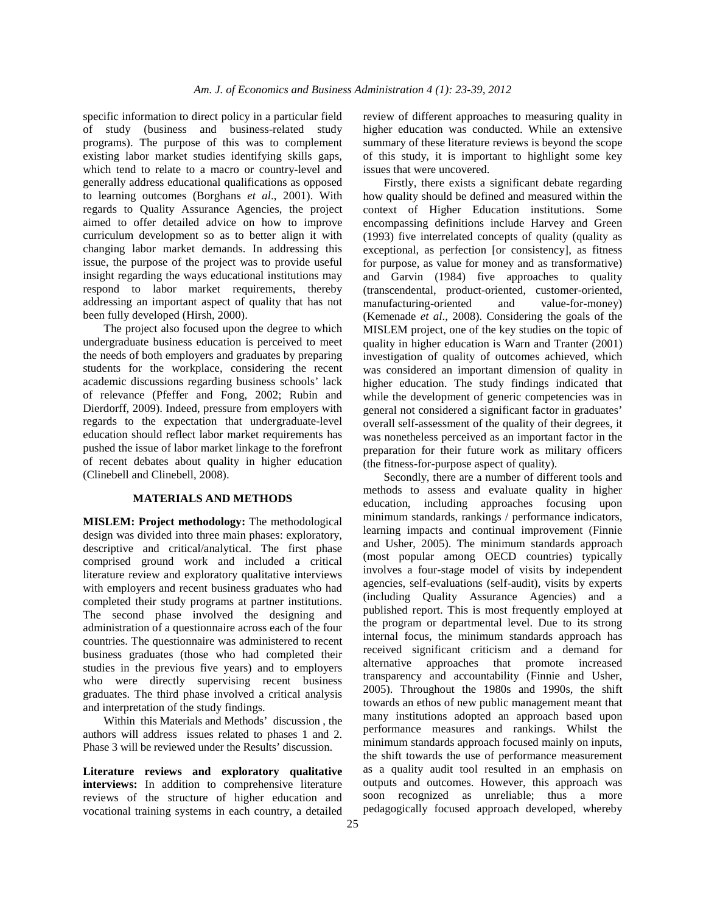specific information to direct policy in a particular field of study (business and business-related study programs). The purpose of this was to complement existing labor market studies identifying skills gaps, which tend to relate to a macro or country-level and generally address educational qualifications as opposed to learning outcomes (Borghans *et al*., 2001). With regards to Quality Assurance Agencies, the project aimed to offer detailed advice on how to improve curriculum development so as to better align it with changing labor market demands. In addressing this issue, the purpose of the project was to provide useful insight regarding the ways educational institutions may respond to labor market requirements, thereby addressing an important aspect of quality that has not been fully developed (Hirsh, 2000).

The project also focused upon the degree to which undergraduate business education is perceived to meet the needs of both employers and graduates by preparing students for the workplace, considering the recent academic discussions regarding business schools' lack of relevance (Pfeffer and Fong, 2002; Rubin and Dierdorff, 2009). Indeed, pressure from employers with regards to the expectation that undergraduate-level education should reflect labor market requirements has pushed the issue of labor market linkage to the forefront of recent debates about quality in higher education (Clinebell and Clinebell, 2008).

## MATERIALS AND METHODS

**MISLEM: Project methodology:** The methodological design was divided into three main phases: exploratory, descriptive and critical/analytical. The first phase comprised ground work and included a critical literature review and exploratory qualitative interviews with employers and recent business graduates who had completed their study programs at partner institutions. The second phase involved the designing and administration of a questionnaire across each of the four countries. The questionnaire was administered to recent business graduates (those who had completed their studies in the previous five years) and to employers who were directly supervising recent business graduates. The third phase involved a critical analysis and interpretation of the study findings.

Within this Materials and Methods' discussion , the authors will address issues related to phases 1 and 2. Phase 3 will be reviewed under the Results' discussion.

**Literature reviews and exploratory qualitative interviews:** In addition to comprehensive literature reviews of the structure of higher education and vocational training systems in each country, a detailed review of different approaches to measuring quality in higher education was conducted. While an extensive summary of these literature reviews is beyond the scope of this study, it is important to highlight some key issues that were uncovered.

Firstly, there exists a significant debate regarding how quality should be defined and measured within the context of Higher Education institutions. Some encompassing definitions include Harvey and Green (1993) five interrelated concepts of quality (quality as exceptional, as perfection [or consistency], as fitness for purpose, as value for money and as transformative) and Garvin (1984) five approaches to quality (transcendental, product-oriented, customer-oriented, manufacturing-oriented and value-for-money) (Kemenade *et al*., 2008). Considering the goals of the MISLEM project, one of the key studies on the topic of quality in higher education is Warn and Tranter (2001) investigation of quality of outcomes achieved, which was considered an important dimension of quality in higher education. The study findings indicated that while the development of generic competencies was in general not considered a significant factor in graduates' overall self-assessment of the quality of their degrees, it was nonetheless perceived as an important factor in the preparation for their future work as military officers (the fitness-for-purpose aspect of quality).

Secondly, there are a number of different tools and methods to assess and evaluate quality in higher education, including approaches focusing upon minimum standards, rankings / performance indicators, learning impacts and continual improvement (Finnie and Usher, 2005). The minimum standards approach (most popular among OECD countries) typically involves a four-stage model of visits by independent agencies, self-evaluations (self-audit), visits by experts (including Quality Assurance Agencies) and a published report. This is most frequently employed at the program or departmental level. Due to its strong internal focus, the minimum standards approach has received significant criticism and a demand for alternative approaches that promote increased transparency and accountability (Finnie and Usher, 2005). Throughout the 1980s and 1990s, the shift towards an ethos of new public management meant that many institutions adopted an approach based upon performance measures and rankings. Whilst the minimum standards approach focused mainly on inputs, the shift towards the use of performance measurement as a quality audit tool resulted in an emphasis on outputs and outcomes. However, this approach was soon recognized as unreliable; thus a more pedagogically focused approach developed, whereby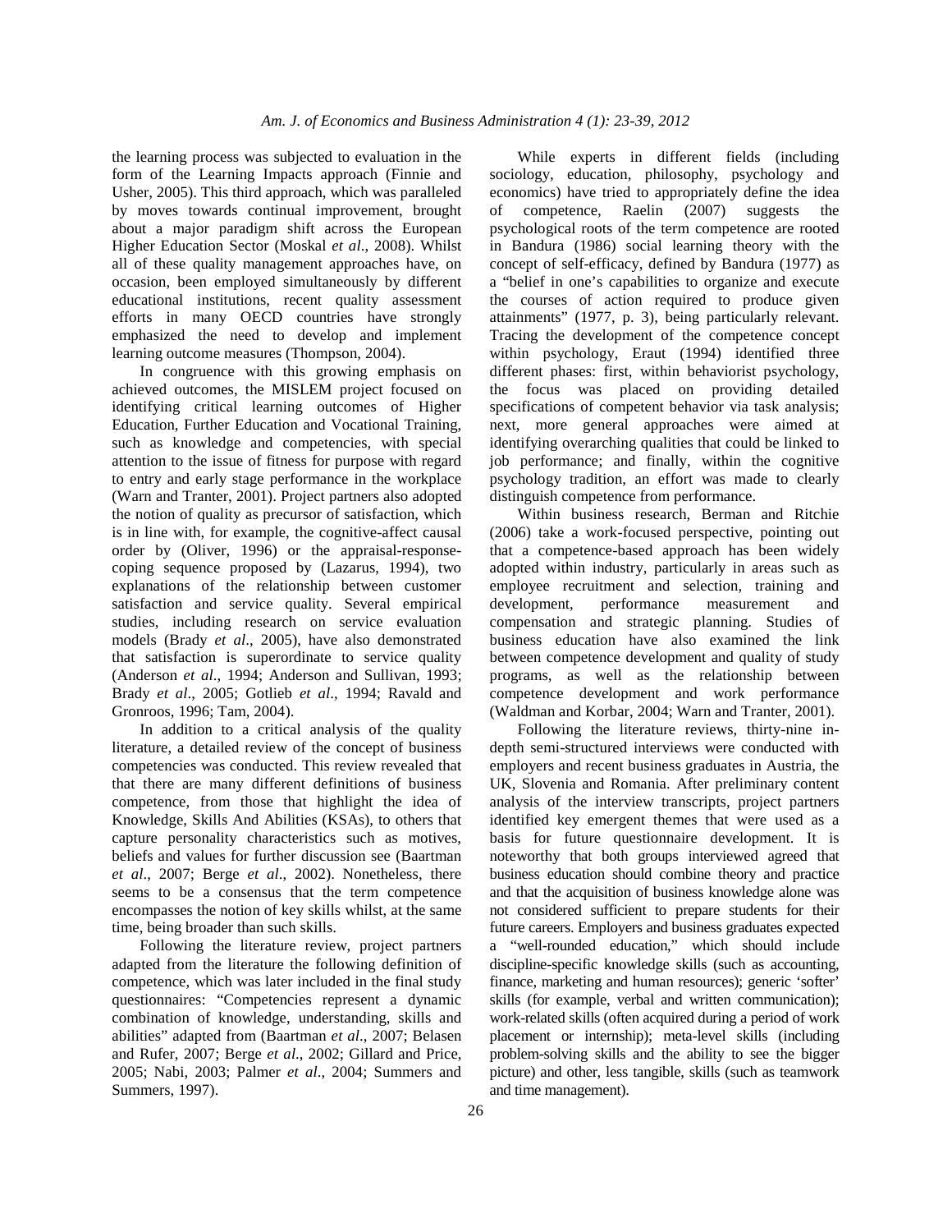the learning process was subjected to evaluation in the form of the Learning Impacts approach (Finnie and Usher, 2005). This third approach, which was paralleled by moves towards continual improvement, brought about a major paradigm shift across the European Higher Education Sector (Moskal *et al*., 2008). Whilst all of these quality management approaches have, on occasion, been employed simultaneously by different educational institutions, recent quality assessment efforts in many OECD countries have strongly emphasized the need to develop and implement learning outcome measures (Thompson, 2004).

In congruence with this growing emphasis on achieved outcomes, the MISLEM project focused on identifying critical learning outcomes of Higher Education, Further Education and Vocational Training, such as knowledge and competencies, with special attention to the issue of fitness for purpose with regard to entry and early stage performance in the workplace (Warn and Tranter, 2001). Project partners also adopted the notion of quality as precursor of satisfaction, which is in line with, for example, the cognitive-affect causal order by (Oliver, 1996) or the appraisal-response-coping sequence proposed by (Lazarus, 1994), two explanations of the relationship between customer satisfaction and service quality. Several empirical studies, including research on service evaluation models (Brady *et al*., 2005), have also demonstrated that satisfaction is superordinate to service quality (Anderson *et al*., 1994; Anderson and Sullivan, 1993; Brady *et al*., 2005; Gotlieb *et al*., 1994; Ravald and Gronroos, 1996; Tam, 2004).

In addition to a critical analysis of the quality literature, a detailed review of the concept of business competencies was conducted. This review revealed that that there are many different definitions of business competence, from those that highlight the idea of Knowledge, Skills And Abilities (KSAs), to others that capture personality characteristics such as motives, beliefs and values for further discussion see (Baartman *et al*., 2007; Berge *et al*., 2002). Nonetheless, there seems to be a consensus that the term competence encompasses the notion of key skills whilst, at the same time, being broader than such skills.

Following the literature review, project partners adapted from the literature the following definition of competence, which was later included in the final study questionnaires: "Competencies represent a dynamic combination of knowledge, understanding, skills and abilities" adapted from (Baartman *et al*., 2007; Belasen and Rufer, 2007; Berge *et al*., 2002; Gillard and Price, 2005; Nabi, 2003; Palmer *et al*., 2004; Summers and Summers, 1997).

While experts in different fields (including sociology, education, philosophy, psychology and economics) have tried to appropriately define the idea of competence, Raelin (2007) suggests the psychological roots of the term competence are rooted in Bandura (1986) social learning theory with the concept of self-efficacy, defined by Bandura (1977) as a "belief in one's capabilities to organize and execute the courses of action required to produce given attainments" (1977, p. 3), being particularly relevant. Tracing the development of the competence concept within psychology, Eraut (1994) identified three different phases: first, within behaviorist psychology, the focus was placed on providing detailed specifications of competent behavior via task analysis; next, more general approaches were aimed at identifying overarching qualities that could be linked to job performance; and finally, within the cognitive psychology tradition, an effort was made to clearly distinguish competence from performance.

Within business research, Berman and Ritchie (2006) take a work-focused perspective, pointing out that a competence-based approach has been widely adopted within industry, particularly in areas such as employee recruitment and selection, training and development, performance measurement and compensation and strategic planning. Studies of business education have also examined the link between competence development and quality of study programs, as well as the relationship between competence development and work performance (Waldman and Korbar, 2004; Warn and Tranter, 2001).

Following the literature reviews, thirty-nine in-depth semi-structured interviews were conducted with employers and recent business graduates in Austria, the UK, Slovenia and Romania. After preliminary content analysis of the interview transcripts, project partners identified key emergent themes that were used as a basis for future questionnaire development. It is noteworthy that both groups interviewed agreed that business education should combine theory and practice and that the acquisition of business knowledge alone was not considered sufficient to prepare students for their future careers. Employers and business graduates expected a "well-rounded education," which should include discipline-specific knowledge skills (such as accounting, finance, marketing and human resources); generic 'softer' skills (for example, verbal and written communication); work-related skills (often acquired during a period of work placement or internship); meta-level skills (including problem-solving skills and the ability to see the bigger picture) and other, less tangible, skills (such as teamwork and time management).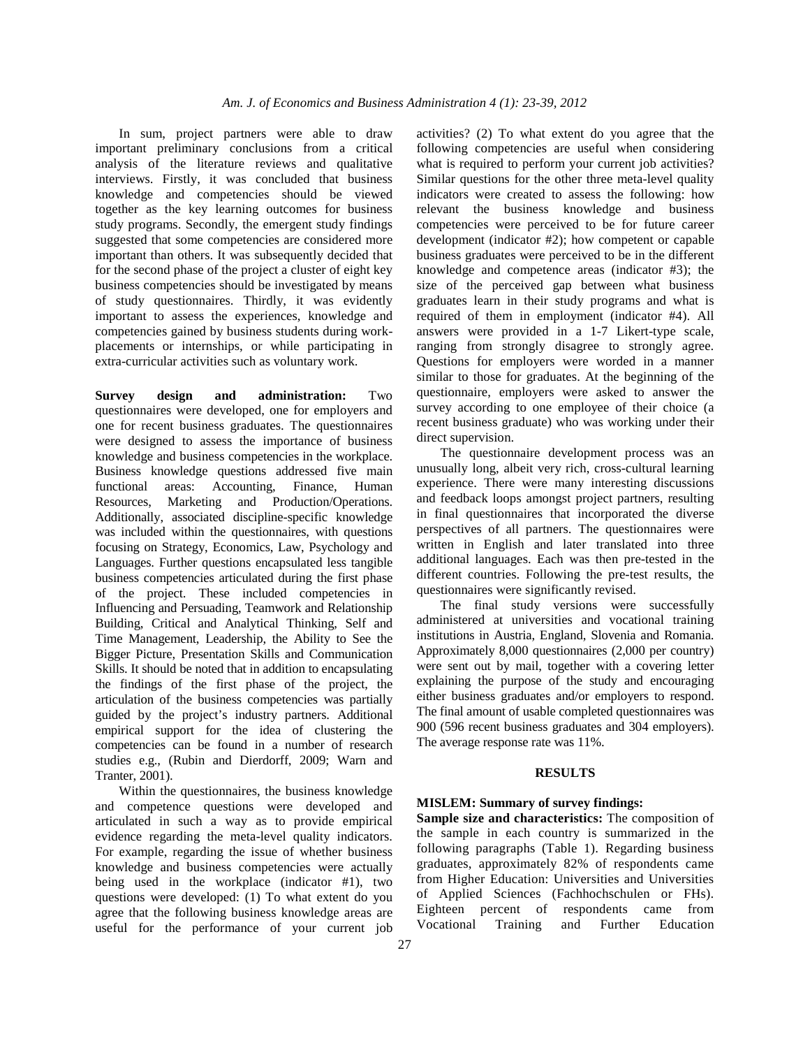In sum, project partners were able to draw important preliminary conclusions from a critical analysis of the literature reviews and qualitative interviews. Firstly, it was concluded that business knowledge and competencies should be viewed together as the key learning outcomes for business study programs. Secondly, the emergent study findings suggested that some competencies are considered more important than others. It was subsequently decided that for the second phase of the project a cluster of eight key business competencies should be investigated by means of study questionnaires. Thirdly, it was evidently important to assess the experiences, knowledge and competencies gained by business students during work-placements or internships, or while participating in extra-curricular activities such as voluntary work.

**Survey design and administration:** Two questionnaires were developed, one for employers and one for recent business graduates. The questionnaires were designed to assess the importance of business knowledge and business competencies in the workplace. Business knowledge questions addressed five main functional areas: Accounting, Finance, Human Resources, Marketing and Production/Operations. Additionally, associated discipline-specific knowledge was included within the questionnaires, with questions focusing on Strategy, Economics, Law, Psychology and Languages. Further questions encapsulated less tangible business competencies articulated during the first phase of the project. These included competencies in Influencing and Persuading, Teamwork and Relationship Building, Critical and Analytical Thinking, Self and Time Management, Leadership, the Ability to See the Bigger Picture, Presentation Skills and Communication Skills. It should be noted that in addition to encapsulating the findings of the first phase of the project, the articulation of the business competencies was partially guided by the project's industry partners. Additional empirical support for the idea of clustering the competencies can be found in a number of research studies e.g., (Rubin and Dierdorff, 2009; Warn and Tranter, 2001).

Within the questionnaires, the business knowledge and competence questions were developed and articulated in such a way as to provide empirical evidence regarding the meta-level quality indicators. For example, regarding the issue of whether business knowledge and business competencies were actually being used in the workplace (indicator #1), two questions were developed: (1) To what extent do you agree that the following business knowledge areas are useful for the performance of your current job activities? (2) To what extent do you agree that the following competencies are useful when considering what is required to perform your current job activities? Similar questions for the other three meta-level quality indicators were created to assess the following: how relevant the business knowledge and business competencies were perceived to be for future career development (indicator #2); how competent or capable business graduates were perceived to be in the different knowledge and competence areas (indicator #3); the size of the perceived gap between what business graduates learn in their study programs and what is required of them in employment (indicator #4). All answers were provided in a 1-7 Likert-type scale, ranging from strongly disagree to strongly agree. Questions for employers were worded in a manner similar to those for graduates. At the beginning of the questionnaire, employers were asked to answer the survey according to one employee of their choice (a recent business graduate) who was working under their direct supervision.

The questionnaire development process was an unusually long, albeit very rich, cross-cultural learning experience. There were many interesting discussions and feedback loops amongst project partners, resulting in final questionnaires that incorporated the diverse perspectives of all partners. The questionnaires were written in English and later translated into three additional languages. Each was then pre-tested in the different countries. Following the pre-test results, the questionnaires were significantly revised.

The final study versions were successfully administered at universities and vocational training institutions in Austria, England, Slovenia and Romania. Approximately 8,000 questionnaires (2,000 per country) were sent out by mail, together with a covering letter explaining the purpose of the study and encouraging either business graduates and/or employers to respond. The final amount of usable completed questionnaires was 900 (596 recent business graduates and 304 employers). The average response rate was 11%.

## RESULTS

**MISLEM: Summary of survey findings:**

**Sample size and characteristics:** The composition of the sample in each country is summarized in the following paragraphs (Table 1). Regarding business graduates, approximately 82% of respondents came from Higher Education: Universities and Universities of Applied Sciences (Fachhochschulen or FHs). Eighteen percent of respondents came from Vocational Training and Further Education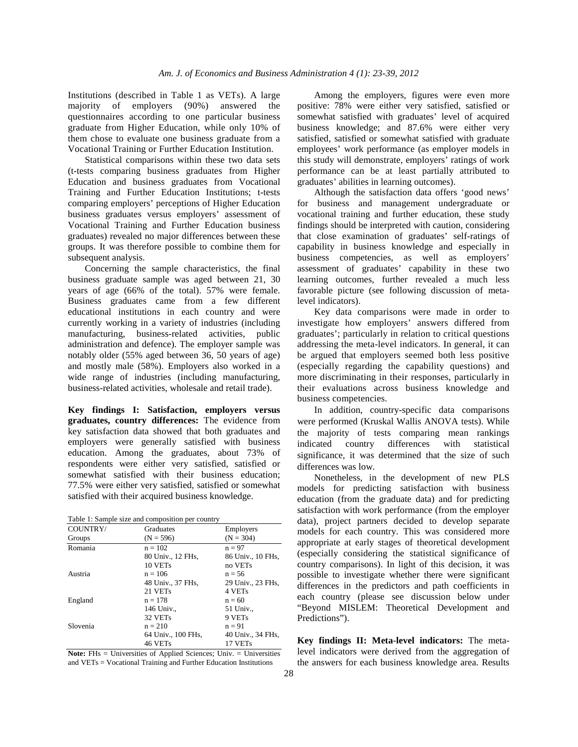Institutions (described in Table 1 as VETs). A large majority of employers (90%) answered the questionnaires according to one particular business graduate from Higher Education, while only 10% of them chose to evaluate one business graduate from a Vocational Training or Further Education Institution.

Statistical comparisons within these two data sets (t-tests comparing business graduates from Higher Education and business graduates from Vocational Training and Further Education Institutions; t-tests comparing employers' perceptions of Higher Education business graduates versus employers' assessment of Vocational Training and Further Education business graduates) revealed no major differences between these groups. It was therefore possible to combine them for subsequent analysis.

Concerning the sample characteristics, the final business graduate sample was aged between 21, 30 years of age (66% of the total). 57% were female. Business graduates came from a few different educational institutions in each country and were currently working in a variety of industries (including manufacturing, business-related activities, public administration and defence). The employer sample was notably older (55% aged between 36, 50 years of age) and mostly male (58%). Employers also worked in a wide range of industries (including manufacturing, business-related activities, wholesale and retail trade).

**Key findings I: Satisfaction, employers versus graduates, country differences:** The evidence from key satisfaction data showed that both graduates and employers were generally satisfied with business education. Among the graduates, about 73% of respondents were either very satisfied, satisfied or somewhat satisfied with their business education; 77.5% were either very satisfied, satisfied or somewhat satisfied with their acquired business knowledge.

Table 1: Sample size and composition per country

| COUNTRY/ Groups | Graduates (N = 596) | Employers (N = 304) |
|---|---|---|
| Romania | n = 102<br>80 Univ., 12 FHs, 10 VETs | n = 97<br>86 Univ., 10 FHs, no VETs |
| Austria | n = 106<br>48 Univ., 37 FHs, 21 VETs | n = 56<br>29 Univ., 23 FHs, 4 VETs |
| England | n = 178<br>146 Univ., 32 VETs | n = 60<br>51 Univ., 9 VETs |
| Slovenia | n = 210<br>64 Univ., 100 FHs, 46 VETs | n = 91<br>40 Univ., 34 FHs, 17 VETs |

**Note:** FHs = Universities of Applied Sciences; Univ. = Universities and VETs = Vocational Training and Further Education Institutions

Among the employers, figures were even more positive: 78% were either very satisfied, satisfied or somewhat satisfied with graduates' level of acquired business knowledge; and 87.6% were either very satisfied, satisfied or somewhat satisfied with graduate employees' work performance (as employer models in this study will demonstrate, employers' ratings of work performance can be at least partially attributed to graduates' abilities in learning outcomes).

Although the satisfaction data offers 'good news' for business and management undergraduate or vocational training and further education, these study findings should be interpreted with caution, considering that close examination of graduates' self-ratings of capability in business knowledge and especially in business competencies, as well as employers' assessment of graduates' capability in these two learning outcomes, further revealed a much less favorable picture (see following discussion of meta-level indicators).

Key data comparisons were made in order to investigate how employers' answers differed from graduates'; particularly in relation to critical questions addressing the meta-level indicators. In general, it can be argued that employers seemed both less positive (especially regarding the capability questions) and more discriminating in their responses, particularly in their evaluations across business knowledge and business competencies.

In addition, country-specific data comparisons were performed (Kruskal Wallis ANOVA tests). While the majority of tests comparing mean rankings indicated country differences with statistical significance, it was determined that the size of such differences was low.

Nonetheless, in the development of new PLS models for predicting satisfaction with business education (from the graduate data) and for predicting satisfaction with work performance (from the employer data), project partners decided to develop separate models for each country. This was considered more appropriate at early stages of theoretical development (especially considering the statistical significance of country comparisons). In light of this decision, it was possible to investigate whether there were significant differences in the predictors and path coefficients in each country (please see discussion below under "Beyond MISLEM: Theoretical Development and Predictions").

**Key findings II: Meta-level indicators:** The meta-level indicators were derived from the aggregation of the answers for each business knowledge area. Results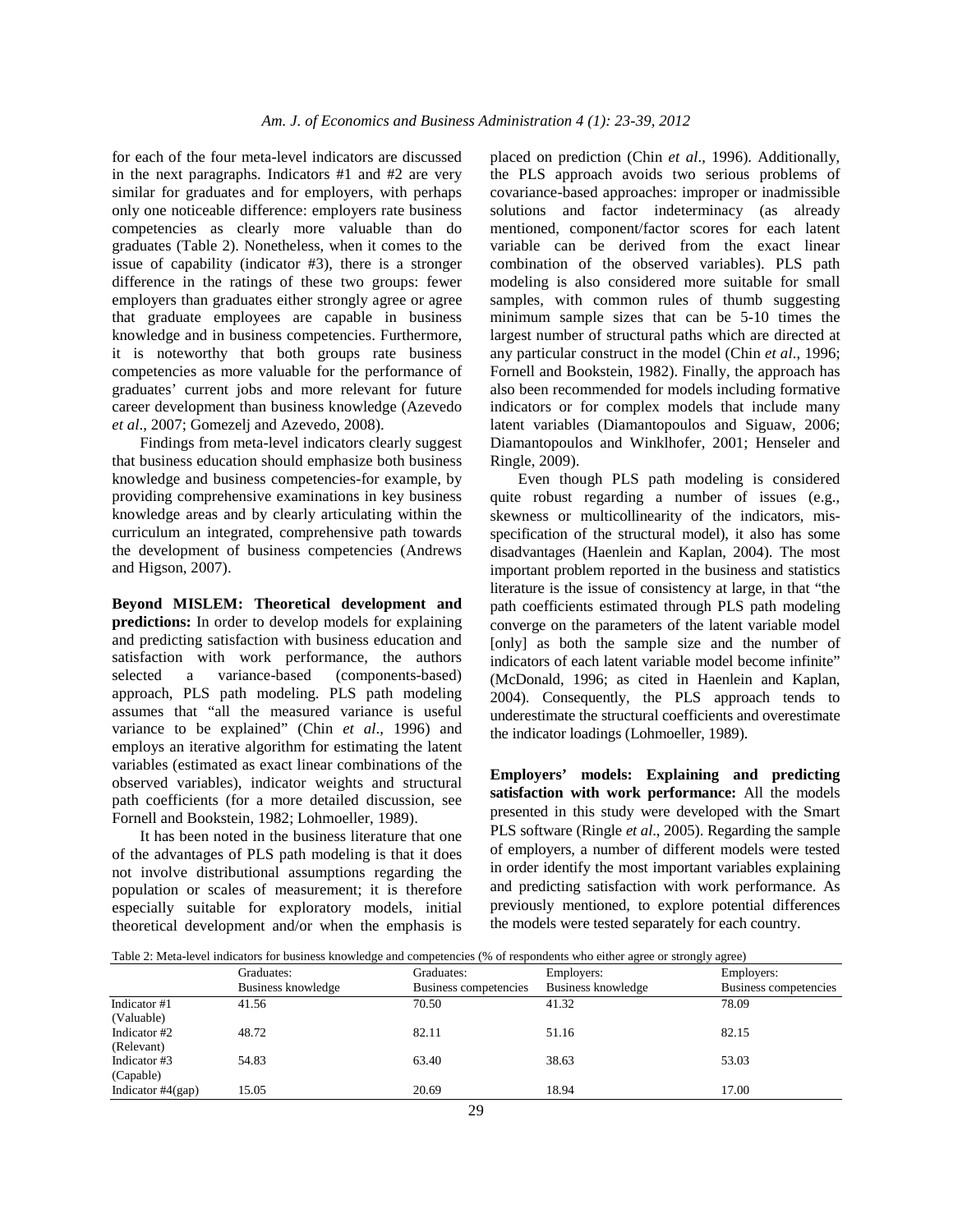for each of the four meta-level indicators are discussed in the next paragraphs. Indicators #1 and #2 are very similar for graduates and for employers, with perhaps only one noticeable difference: employers rate business competencies as clearly more valuable than do graduates (Table 2). Nonetheless, when it comes to the issue of capability (indicator #3), there is a stronger difference in the ratings of these two groups: fewer employers than graduates either strongly agree or agree that graduate employees are capable in business knowledge and in business competencies. Furthermore, it is noteworthy that both groups rate business competencies as more valuable for the performance of graduates' current jobs and more relevant for future career development than business knowledge (Azevedo *et al*., 2007; Gomezelj and Azevedo, 2008).

Findings from meta-level indicators clearly suggest that business education should emphasize both business knowledge and business competencies-for example, by providing comprehensive examinations in key business knowledge areas and by clearly articulating within the curriculum an integrated, comprehensive path towards the development of business competencies (Andrews and Higson, 2007).

**Beyond MISLEM: Theoretical development and predictions:** In order to develop models for explaining and predicting satisfaction with business education and satisfaction with work performance, the authors selected a variance-based (components-based) approach, PLS path modeling. PLS path modeling assumes that "all the measured variance is useful variance to be explained" (Chin *et al*., 1996) and employs an iterative algorithm for estimating the latent variables (estimated as exact linear combinations of the observed variables), indicator weights and structural path coefficients (for a more detailed discussion, see Fornell and Bookstein, 1982; Lohmoeller, 1989).

It has been noted in the business literature that one of the advantages of PLS path modeling is that it does not involve distributional assumptions regarding the population or scales of measurement; it is therefore especially suitable for exploratory models, initial theoretical development and/or when the emphasis is placed on prediction (Chin *et al*., 1996). Additionally, the PLS approach avoids two serious problems of covariance-based approaches: improper or inadmissible solutions and factor indeterminacy (as already mentioned, component/factor scores for each latent variable can be derived from the exact linear combination of the observed variables). PLS path modeling is also considered more suitable for small samples, with common rules of thumb suggesting minimum sample sizes that can be 5-10 times the largest number of structural paths which are directed at any particular construct in the model (Chin *et al*., 1996; Fornell and Bookstein, 1982). Finally, the approach has also been recommended for models including formative indicators or for complex models that include many latent variables (Diamantopoulos and Siguaw, 2006; Diamantopoulos and Winklhofer, 2001; Henseler and Ringle, 2009).

Even though PLS path modeling is considered quite robust regarding a number of issues (e.g., skewness or multicollinearity of the indicators, mis-specification of the structural model), it also has some disadvantages (Haenlein and Kaplan, 2004). The most important problem reported in the business and statistics literature is the issue of consistency at large, in that "the path coefficients estimated through PLS path modeling converge on the parameters of the latent variable model [only] as both the sample size and the number of indicators of each latent variable model become infinite" (McDonald, 1996; as cited in Haenlein and Kaplan, 2004). Consequently, the PLS approach tends to underestimate the structural coefficients and overestimate the indicator loadings (Lohmoeller, 1989).

**Employers' models: Explaining and predicting satisfaction with work performance:** All the models presented in this study were developed with the Smart PLS software (Ringle *et al*., 2005). Regarding the sample of employers, a number of different models were tested in order identify the most important variables explaining and predicting satisfaction with work performance. As previously mentioned, to explore potential differences the models were tested separately for each country.

Table 2: Meta-level indicators for business knowledge and competencies (% of respondents who either agree or strongly agree)

| | Graduates: Business knowledge | Graduates: Business competencies | Employers: Business knowledge | Employers: Business competencies |
|---|---|---|---|---|
| Indicator #1 (Valuable) | 41.56 | 70.50 | 41.32 | 78.09 |
| Indicator #2 (Relevant) | 48.72 | 82.11 | 51.16 | 82.15 |
| Indicator #3 (Capable) | 54.83 | 63.40 | 38.63 | 53.03 |
| Indicator #4(gap) | 15.05 | 20.69 | 18.94 | 17.00 |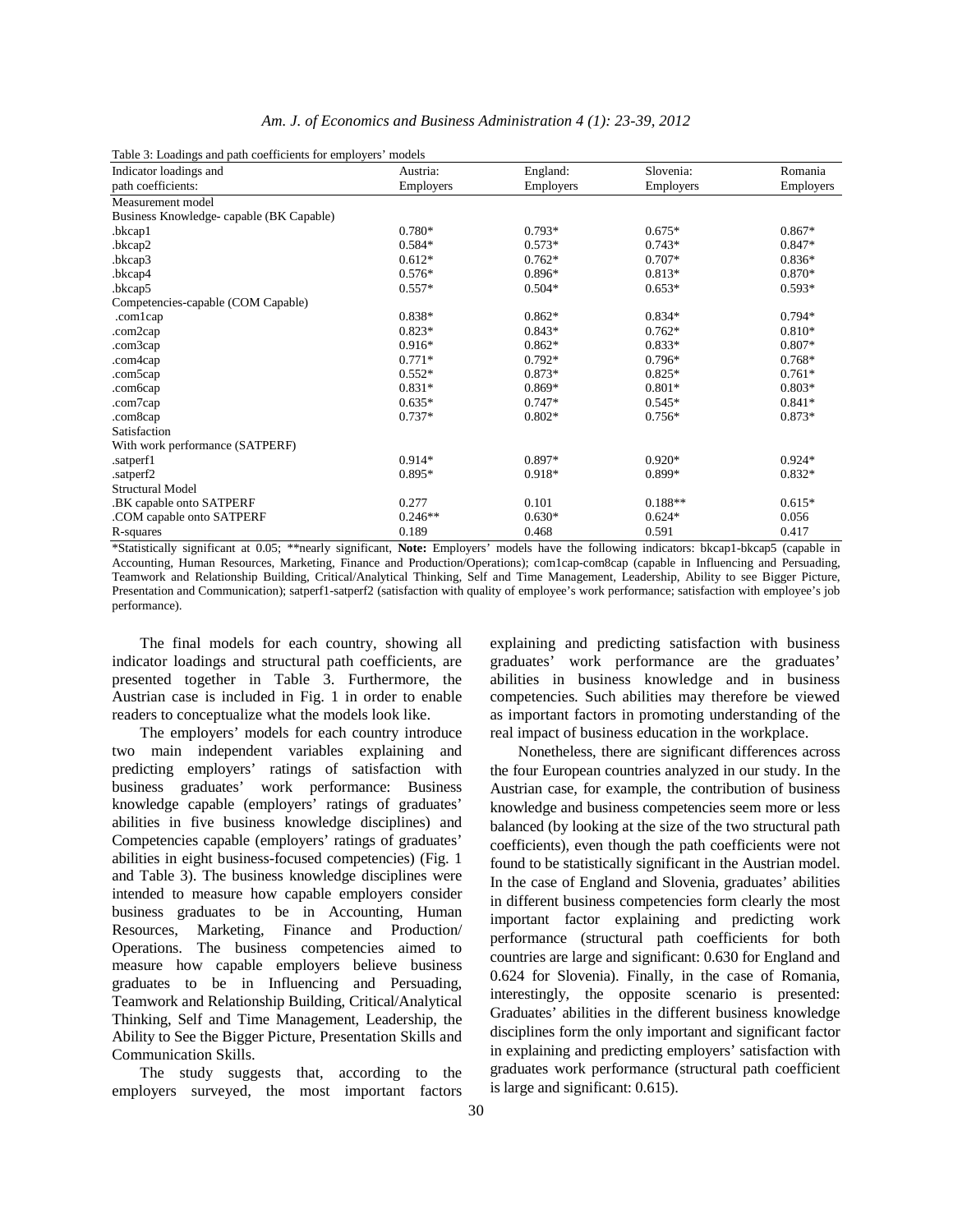Table 3: Loadings and path coefficients for employers' models

| Indicator loadings and path coefficients: | Austria: Employers | England: Employers | Slovenia: Employers | Romania Employers |
|---|---|---|---|---|
| Measurement model | | | | |
| Business Knowledge- capable (BK Capable) | | | | |
| .bkcap1 | 0.780* | 0.793* | 0.675* | 0.867* |
| .bkcap2 | 0.584* | 0.573* | 0.743* | 0.847* |
| .bkcap3 | 0.612* | 0.762* | 0.707* | 0.836* |
| .bkcap4 | 0.576* | 0.896* | 0.813* | 0.870* |
| .bkcap5 | 0.557* | 0.504* | 0.653* | 0.593* |
| Competencies-capable (COM Capable) | | | | |
| .com1cap | 0.838* | 0.862* | 0.834* | 0.794* |
| .com2cap | 0.823* | 0.843* | 0.762* | 0.810* |
| .com3cap | 0.916* | 0.862* | 0.833* | 0.807* |
| .com4cap | 0.771* | 0.792* | 0.796* | 0.768* |
| .com5cap | 0.552* | 0.873* | 0.825* | 0.761* |
| .com6cap | 0.831* | 0.869* | 0.801* | 0.803* |
| .com7cap | 0.635* | 0.747* | 0.545* | 0.841* |
| .com8cap | 0.737* | 0.802* | 0.756* | 0.873* |
| Satisfaction | | | | |
| With work performance (SATPERF) | | | | |
| .satperf1 | 0.914* | 0.897* | 0.920* | 0.924* |
| .satperf2 | 0.895* | 0.918* | 0.899* | 0.832* |
| Structural Model | | | | |
| .BK capable onto SATPERF | 0.277 | 0.101 | 0.188** | 0.615* |
| .COM capable onto SATPERF | 0.246** | 0.630* | 0.624* | 0.056 |
| R-squares | 0.189 | 0.468 | 0.591 | 0.417 |

*Statistically significant at 0.05; **nearly significant, **Note:** Employers' models have the following indicators: bkcap1-bkcap5 (capable in Accounting, Human Resources, Marketing, Finance and Production/Operations); com1cap-com8cap (capable in Influencing and Persuading, Teamwork and Relationship Building, Critical/Analytical Thinking, Self and Time Management, Leadership, Ability to see Bigger Picture, Presentation and Communication); satperf1-satperf2 (satisfaction with quality of employee's work performance; satisfaction with employee's job performance).

The final models for each country, showing all indicator loadings and structural path coefficients, are presented together in Table 3. Furthermore, the Austrian case is included in Fig. 1 in order to enable readers to conceptualize what the models look like.

The employers' models for each country introduce two main independent variables explaining and predicting employers' ratings of satisfaction with business graduates' work performance: Business knowledge capable (employers' ratings of graduates' abilities in five business knowledge disciplines) and Competencies capable (employers' ratings of graduates' abilities in eight business-focused competencies) (Fig. 1 and Table 3). The business knowledge disciplines were intended to measure how capable employers consider business graduates to be in Accounting, Human Resources, Marketing, Finance and Production/ Operations. The business competencies aimed to measure how capable employers believe business graduates to be in Influencing and Persuading, Teamwork and Relationship Building, Critical/Analytical Thinking, Self and Time Management, Leadership, the Ability to See the Bigger Picture, Presentation Skills and Communication Skills.

The study suggests that, according to the employers surveyed, the most important factors explaining and predicting satisfaction with business graduates' work performance are the graduates' abilities in business knowledge and in business competencies. Such abilities may therefore be viewed as important factors in promoting understanding of the real impact of business education in the workplace.

Nonetheless, there are significant differences across the four European countries analyzed in our study. In the Austrian case, for example, the contribution of business knowledge and business competencies seem more or less balanced (by looking at the size of the two structural path coefficients), even though the path coefficients were not found to be statistically significant in the Austrian model. In the case of England and Slovenia, graduates' abilities in different business competencies form clearly the most important factor explaining and predicting work performance (structural path coefficients for both countries are large and significant: 0.630 for England and 0.624 for Slovenia). Finally, in the case of Romania, interestingly, the opposite scenario is presented: Graduates' abilities in the different business knowledge disciplines form the only important and significant factor in explaining and predicting employers' satisfaction with graduates work performance (structural path coefficient is large and significant: 0.615).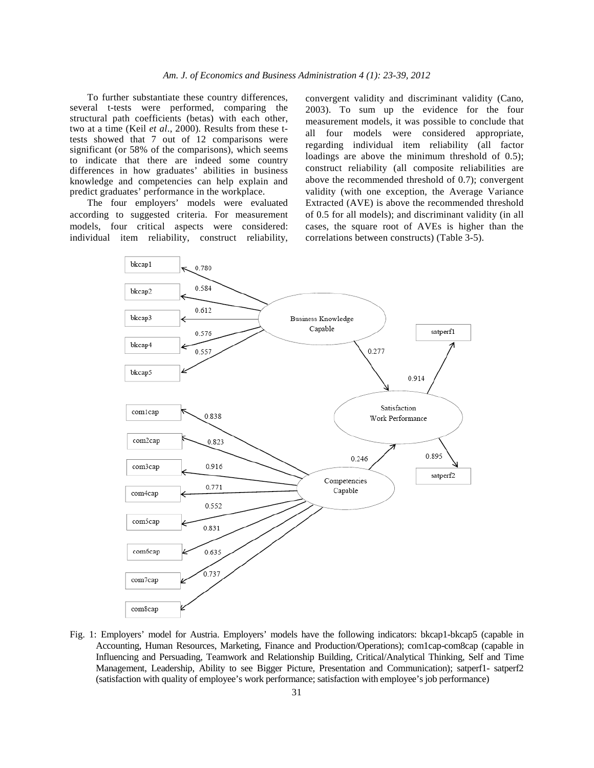To further substantiate these country differences, several t-tests were performed, comparing the structural path coefficients (betas) with each other, two at a time (Keil *et al*., 2000). Results from these t-tests showed that 7 out of 12 comparisons were significant (or 58% of the comparisons), which seems to indicate that there are indeed some country differences in how graduates' abilities in business knowledge and competencies can help explain and predict graduates' performance in the workplace.

The four employers' models were evaluated according to suggested criteria. For measurement models, four critical aspects were considered: individual item reliability, construct reliability, convergent validity and discriminant validity (Cano, 2003). To sum up the evidence for the four measurement models, it was possible to conclude that all four models were considered appropriate, regarding individual item reliability (all factor loadings are above the minimum threshold of 0.5); construct reliability (all composite reliabilities are above the recommended threshold of 0.7); convergent validity (with one exception, the Average Variance Extracted (AVE) is above the recommended threshold of 0.5 for all models); and discriminant validity (in all cases, the square root of AVEs is higher than the correlations between constructs) (Table 3-5).

Fig. 1: Employers' model for Austria. Employers' models have the following indicators: bkcap1-bkcap5 (capable in Accounting, Human Resources, Marketing, Finance and Production/Operations); com1cap-com8cap (capable in Influencing and Persuading, Teamwork and Relationship Building, Critical/Analytical Thinking, Self and Time Management, Leadership, Ability to see Bigger Picture, Presentation and Communication); satperf1- satperf2 (satisfaction with quality of employee's work performance; satisfaction with employee's job performance)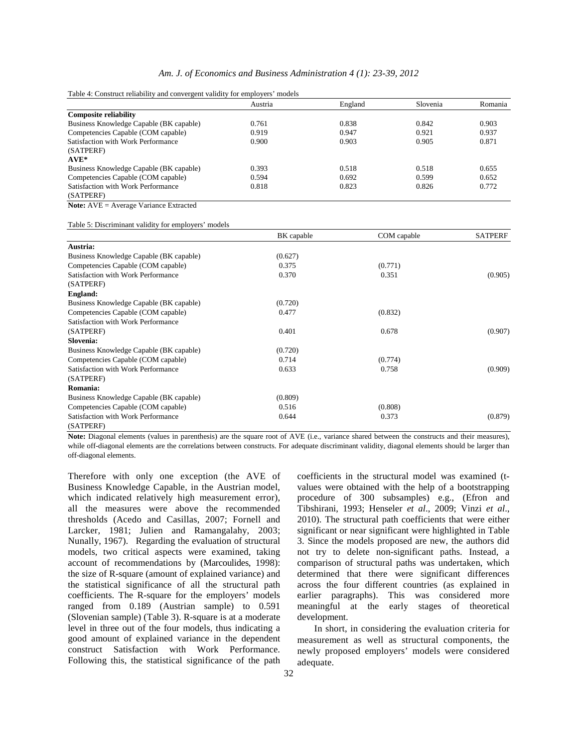Table 4: Construct reliability and convergent validity for employers' models

| | Austria | England | Slovenia | Romania |
|---|---|---|---|---|
| **Composite reliability** | | | | |
| Business Knowledge Capable (BK capable) | 0.761 | 0.838 | 0.842 | 0.903 |
| Competencies Capable (COM capable) | 0.919 | 0.947 | 0.921 | 0.937 |
| Satisfaction with Work Performance (SATPERF) | 0.900 | 0.903 | 0.905 | 0.871 |
| **AVE*** | | | | |
| Business Knowledge Capable (BK capable) | 0.393 | 0.518 | 0.518 | 0.655 |
| Competencies Capable (COM capable) | 0.594 | 0.692 | 0.599 | 0.652 |
| Satisfaction with Work Performance (SATPERF) | 0.818 | 0.823 | 0.826 | 0.772 |

**Note:** AVE = Average Variance Extracted

Table 5: Discriminant validity for employers' models

| | BK capable | COM capable | SATPERF |
|---|---|---|---|
| **Austria:** | | | |
| Business Knowledge Capable (BK capable) | (0.627) | | |
| Competencies Capable (COM capable) | 0.375 | (0.771) | |
| Satisfaction with Work Performance (SATPERF) | 0.370 | 0.351 | (0.905) |
| **England:** | | | |
| Business Knowledge Capable (BK capable) | (0.720) | | |
| Competencies Capable (COM capable) | 0.477 | (0.832) | |
| Satisfaction with Work Performance (SATPERF) | 0.401 | 0.678 | (0.907) |
| **Slovenia:** | | | |
| Business Knowledge Capable (BK capable) | (0.720) | | |
| Competencies Capable (COM capable) | 0.714 | (0.774) | |
| Satisfaction with Work Performance (SATPERF) | 0.633 | 0.758 | (0.909) |
| **Romania:** | | | |
| Business Knowledge Capable (BK capable) | (0.809) | | |
| Competencies Capable (COM capable) | 0.516 | (0.808) | |
| Satisfaction with Work Performance (SATPERF) | 0.644 | 0.373 | (0.879) |

**Note:** Diagonal elements (values in parenthesis) are the square root of AVE (i.e., variance shared between the constructs and their measures), while off-diagonal elements are the correlations between constructs. For adequate discriminant validity, diagonal elements should be larger than off-diagonal elements.

Therefore with only one exception (the AVE of Business Knowledge Capable, in the Austrian model, which indicated relatively high measurement error), all the measures were above the recommended thresholds (Acedo and Casillas, 2007; Fornell and Larcker, 1981; Julien and Ramangalahy, 2003; Nunally, 1967). Regarding the evaluation of structural models, two critical aspects were examined, taking account of recommendations by (Marcoulides, 1998): the size of R-square (amount of explained variance) and the statistical significance of all the structural path coefficients. The R-square for the employers' models ranged from 0.189 (Austrian sample) to 0.591 (Slovenian sample) (Table 3). R-square is at a moderate level in three out of the four models, thus indicating a good amount of explained variance in the dependent construct Satisfaction with Work Performance. Following this, the statistical significance of the path coefficients in the structural model was examined (t-values were obtained with the help of a bootstrapping procedure of 300 subsamples) e.g., (Efron and Tibshirani, 1993; Henseler *et al*., 2009; Vinzi *et al*., 2010). The structural path coefficients that were either significant or near significant were highlighted in Table 3. Since the models proposed are new, the authors did not try to delete non-significant paths. Instead, a comparison of structural paths was undertaken, which determined that there were significant differences across the four different countries (as explained in earlier paragraphs). This was considered more meaningful at the early stages of theoretical development.

In short, in considering the evaluation criteria for measurement as well as structural components, the newly proposed employers' models were considered adequate.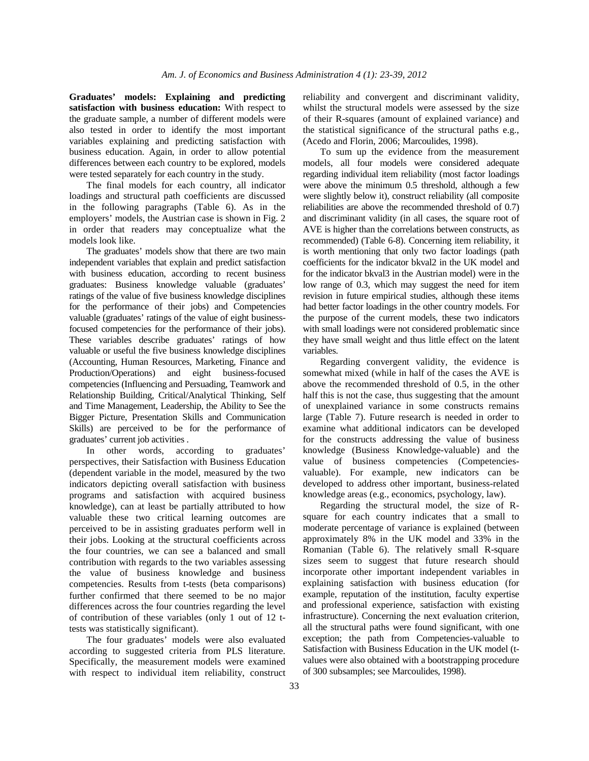**Graduates' models: Explaining and predicting satisfaction with business education:** With respect to the graduate sample, a number of different models were also tested in order to identify the most important variables explaining and predicting satisfaction with business education. Again, in order to allow potential differences between each country to be explored, models were tested separately for each country in the study.

The final models for each country, all indicator loadings and structural path coefficients are discussed in the following paragraphs (Table 6). As in the employers' models, the Austrian case is shown in Fig. 2 in order that readers may conceptualize what the models look like.

The graduates' models show that there are two main independent variables that explain and predict satisfaction with business education, according to recent business graduates: Business knowledge valuable (graduates' ratings of the value of five business knowledge disciplines for the performance of their jobs) and Competencies valuable (graduates' ratings of the value of eight business-focused competencies for the performance of their jobs). These variables describe graduates' ratings of how valuable or useful the five business knowledge disciplines (Accounting, Human Resources, Marketing, Finance and Production/Operations) and eight business-focused competencies (Influencing and Persuading, Teamwork and Relationship Building, Critical/Analytical Thinking, Self and Time Management, Leadership, the Ability to See the Bigger Picture, Presentation Skills and Communication Skills) are perceived to be for the performance of graduates' current job activities .

In other words, according to graduates' perspectives, their Satisfaction with Business Education (dependent variable in the model, measured by the two indicators depicting overall satisfaction with business programs and satisfaction with acquired business knowledge), can at least be partially attributed to how valuable these two critical learning outcomes are perceived to be in assisting graduates perform well in their jobs. Looking at the structural coefficients across the four countries, we can see a balanced and small contribution with regards to the two variables assessing the value of business knowledge and business competencies. Results from t-tests (beta comparisons) further confirmed that there seemed to be no major differences across the four countries regarding the level of contribution of these variables (only 1 out of 12 t-tests was statistically significant).

The four graduates' models were also evaluated according to suggested criteria from PLS literature. Specifically, the measurement models were examined with respect to individual item reliability, construct reliability and convergent and discriminant validity, whilst the structural models were assessed by the size of their R-squares (amount of explained variance) and the statistical significance of the structural paths e.g., (Acedo and Florin, 2006; Marcoulides, 1998).

To sum up the evidence from the measurement models, all four models were considered adequate regarding individual item reliability (most factor loadings were above the minimum 0.5 threshold, although a few were slightly below it), construct reliability (all composite reliabilities are above the recommended threshold of 0.7) and discriminant validity (in all cases, the square root of AVE is higher than the correlations between constructs, as recommended) (Table 6-8). Concerning item reliability, it is worth mentioning that only two factor loadings (path coefficients for the indicator bkval2 in the UK model and for the indicator bkval3 in the Austrian model) were in the low range of 0.3, which may suggest the need for item revision in future empirical studies, although these items had better factor loadings in the other country models. For the purpose of the current models, these two indicators with small loadings were not considered problematic since they have small weight and thus little effect on the latent variables.

Regarding convergent validity, the evidence is somewhat mixed (while in half of the cases the AVE is above the recommended threshold of 0.5, in the other half this is not the case, thus suggesting that the amount of unexplained variance in some constructs remains large (Table 7). Future research is needed in order to examine what additional indicators can be developed for the constructs addressing the value of business knowledge (Business Knowledge-valuable) and the value of business competencies (Competencies-valuable). For example, new indicators can be developed to address other important, business-related knowledge areas (e.g., economics, psychology, law).

Regarding the structural model, the size of R-square for each country indicates that a small to moderate percentage of variance is explained (between approximately 8% in the UK model and 33% in the Romanian (Table 6). The relatively small R-square sizes seem to suggest that future research should incorporate other important independent variables in explaining satisfaction with business education (for example, reputation of the institution, faculty expertise and professional experience, satisfaction with existing infrastructure). Concerning the next evaluation criterion, all the structural paths were found significant, with one exception; the path from Competencies-valuable to Satisfaction with Business Education in the UK model (t-values were also obtained with a bootstrapping procedure of 300 subsamples; see Marcoulides, 1998).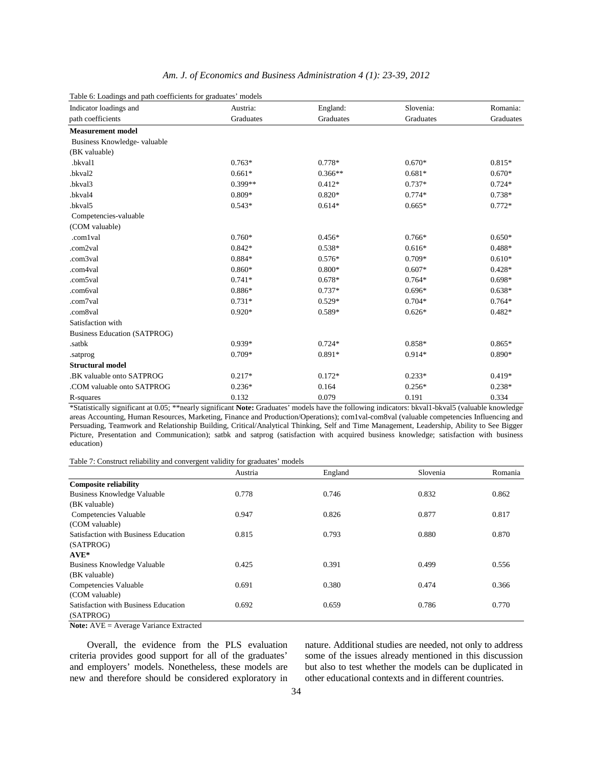Table 6: Loadings and path coefficients for graduates' models

| Indicator loadings and path coefficients | Austria: Graduates | England: Graduates | Slovenia: Graduates | Romania: Graduates |
|---|---|---|---|---|
| **Measurement model** | | | | |
| Business Knowledge- valuable (BK valuable) | | | | |
| .bkval1 | 0.763* | 0.778* | 0.670* | 0.815* |
| .bkval2 | 0.661* | 0.366** | 0.681* | 0.670* |
| .bkval3 | 0.399** | 0.412* | 0.737* | 0.724* |
| .bkval4 | 0.809* | 0.820* | 0.774* | 0.738* |
| .bkval5 | 0.543* | 0.614* | 0.665* | 0.772* |
| Competencies-valuable (COM valuable) | | | | |
| .com1val | 0.760* | 0.456* | 0.766* | 0.650* |
| .com2val | 0.842* | 0.538* | 0.616* | 0.488* |
| .com3val | 0.884* | 0.576* | 0.709* | 0.610* |
| .com4val | 0.860* | 0.800* | 0.607* | 0.428* |
| .com5val | 0.741* | 0.678* | 0.764* | 0.698* |
| .com6val | 0.886* | 0.737* | 0.696* | 0.638* |
| .com7val | 0.731* | 0.529* | 0.704* | 0.764* |
| .com8val | 0.920* | 0.589* | 0.626* | 0.482* |
| Satisfaction with Business Education (SATPROG) | | | | |
| .satbk | 0.939* | 0.724* | 0.858* | 0.865* |
| .satprog | 0.709* | 0.891* | 0.914* | 0.890* |
| **Structural model** | | | | |
| .BK valuable onto SATPROG | 0.217* | 0.172* | 0.233* | 0.419* |
| .COM valuable onto SATPROG | 0.236* | 0.164 | 0.256* | 0.238* |
| R-squares | 0.132 | 0.079 | 0.191 | 0.334 |

*Statistically significant at 0.05; **nearly significant **Note:** Graduates' models have the following indicators: bkval1-bkval5 (valuable knowledge areas Accounting, Human Resources, Marketing, Finance and Production/Operations); com1val-com8val (valuable competencies Influencing and Persuading, Teamwork and Relationship Building, Critical/Analytical Thinking, Self and Time Management, Leadership, Ability to See Bigger Picture, Presentation and Communication); satbk and satprog (satisfaction with acquired business knowledge; satisfaction with business education)

Table 7: Construct reliability and convergent validity for graduates' models

| | Austria | England | Slovenia | Romania |
|---|---|---|---|---|
| **Composite reliability** | | | | |
| Business Knowledge Valuable (BK valuable) | 0.778 | 0.746 | 0.832 | 0.862 |
| Competencies Valuable (COM valuable) | 0.947 | 0.826 | 0.877 | 0.817 |
| Satisfaction with Business Education (SATPROG) | 0.815 | 0.793 | 0.880 | 0.870 |
| **AVE*** | | | | |
| Business Knowledge Valuable (BK valuable) | 0.425 | 0.391 | 0.499 | 0.556 |
| Competencies Valuable (COM valuable) | 0.691 | 0.380 | 0.474 | 0.366 |
| Satisfaction with Business Education (SATPROG) | 0.692 | 0.659 | 0.786 | 0.770 |

**Note:** AVE = Average Variance Extracted

Overall, the evidence from the PLS evaluation criteria provides good support for all of the graduates' and employers' models. Nonetheless, these models are new and therefore should be considered exploratory in nature. Additional studies are needed, not only to address some of the issues already mentioned in this discussion but also to test whether the models can be duplicated in other educational contexts and in different countries.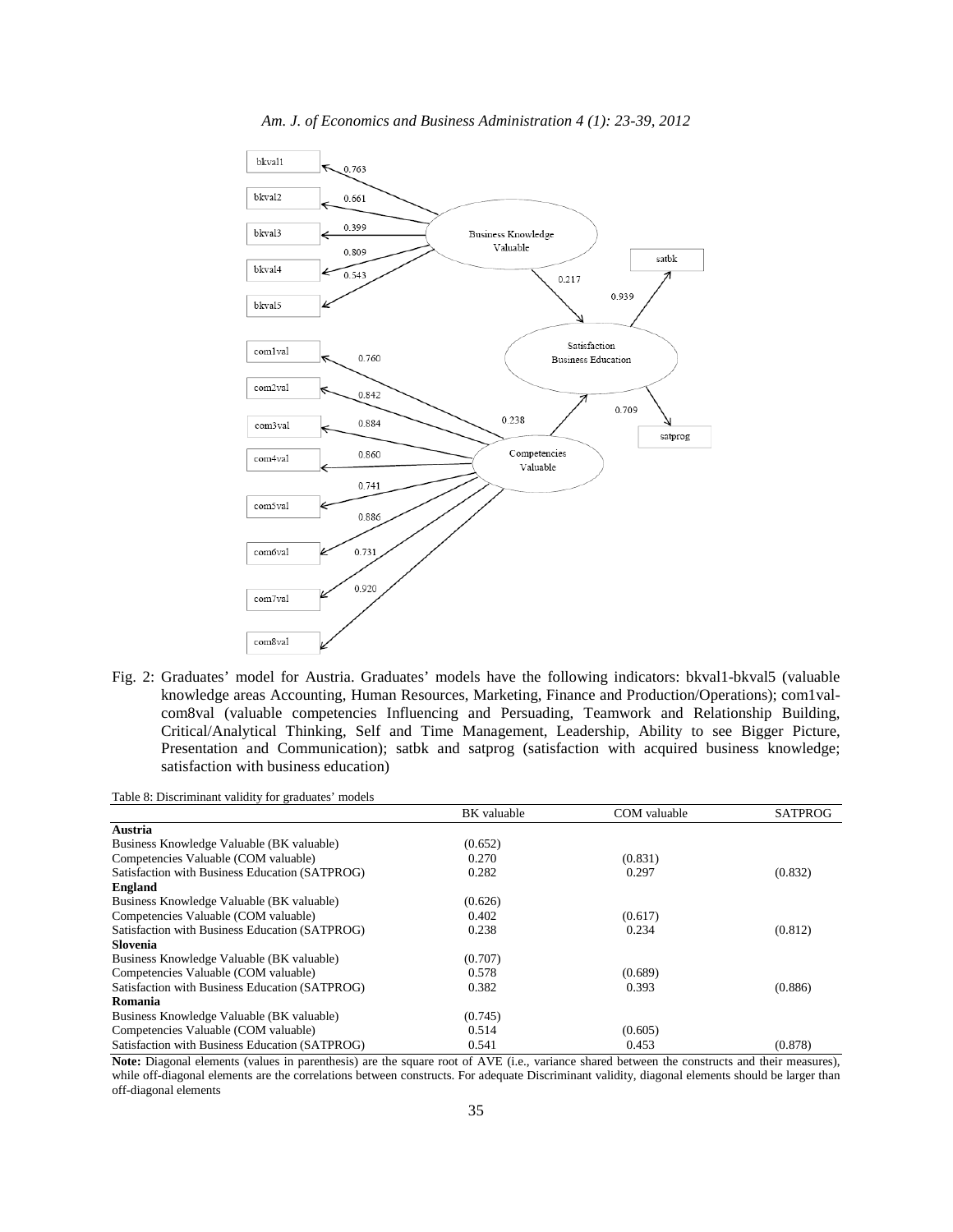Fig. 2: Graduates' model for Austria. Graduates' models have the following indicators: bkval1-bkval5 (valuable knowledge areas Accounting, Human Resources, Marketing, Finance and Production/Operations); com1val-com8val (valuable competencies Influencing and Persuading, Teamwork and Relationship Building, Critical/Analytical Thinking, Self and Time Management, Leadership, Ability to see Bigger Picture, Presentation and Communication); satbk and satprog (satisfaction with acquired business knowledge; satisfaction with business education)

Table 8: Discriminant validity for graduates' models

| | BK valuable | COM valuable | SATPROG |
|---|---|---|---|
| **Austria** | | | |
| Business Knowledge Valuable (BK valuable) | (0.652) | | |
| Competencies Valuable (COM valuable) | 0.270 | (0.831) | |
| Satisfaction with Business Education (SATPROG) | 0.282 | 0.297 | (0.832) |
| **England** | | | |
| Business Knowledge Valuable (BK valuable) | (0.626) | | |
| Competencies Valuable (COM valuable) | 0.402 | (0.617) | |
| Satisfaction with Business Education (SATPROG) | 0.238 | 0.234 | (0.812) |
| **Slovenia** | | | |
| Business Knowledge Valuable (BK valuable) | (0.707) | | |
| Competencies Valuable (COM valuable) | 0.578 | (0.689) | |
| Satisfaction with Business Education (SATPROG) | 0.382 | 0.393 | (0.886) |
| **Romania** | | | |
| Business Knowledge Valuable (BK valuable) | (0.745) | | |
| Competencies Valuable (COM valuable) | 0.514 | (0.605) | |
| Satisfaction with Business Education (SATPROG) | 0.541 | 0.453 | (0.878) |

**Note:** Diagonal elements (values in parenthesis) are the square root of AVE (i.e., variance shared between the constructs and their measures), while off-diagonal elements are the correlations between constructs. For adequate Discriminant validity, diagonal elements should be larger than off-diagonal elements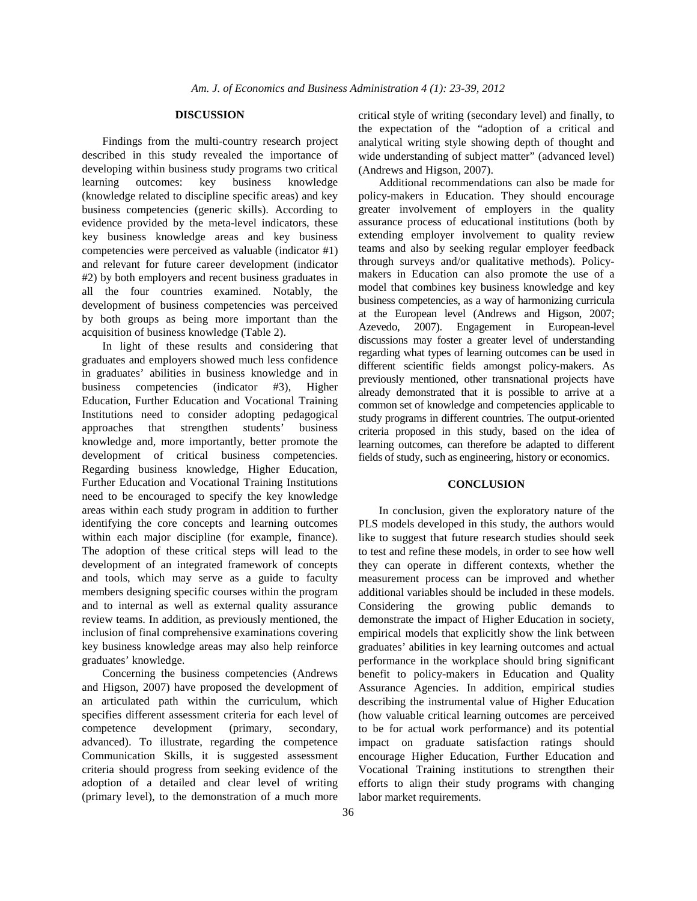## DISCUSSION

Findings from the multi-country research project described in this study revealed the importance of developing within business study programs two critical learning outcomes: key business knowledge (knowledge related to discipline specific areas) and key business competencies (generic skills). According to evidence provided by the meta-level indicators, these key business knowledge areas and key business competencies were perceived as valuable (indicator #1) and relevant for future career development (indicator #2) by both employers and recent business graduates in all the four countries examined. Notably, the development of business competencies was perceived by both groups as being more important than the acquisition of business knowledge (Table 2).

In light of these results and considering that graduates and employers showed much less confidence in graduates' abilities in business knowledge and in business competencies (indicator #3), Higher Education, Further Education and Vocational Training Institutions need to consider adopting pedagogical approaches that strengthen students' business knowledge and, more importantly, better promote the development of critical business competencies. Regarding business knowledge, Higher Education, Further Education and Vocational Training Institutions need to be encouraged to specify the key knowledge areas within each study program in addition to further identifying the core concepts and learning outcomes within each major discipline (for example, finance). The adoption of these critical steps will lead to the development of an integrated framework of concepts and tools, which may serve as a guide to faculty members designing specific courses within the program and to internal as well as external quality assurance review teams. In addition, as previously mentioned, the inclusion of final comprehensive examinations covering key business knowledge areas may also help reinforce graduates' knowledge.

Concerning the business competencies (Andrews and Higson, 2007) have proposed the development of an articulated path within the curriculum, which specifies different assessment criteria for each level of competence development (primary, secondary, advanced). To illustrate, regarding the competence Communication Skills, it is suggested assessment criteria should progress from seeking evidence of the adoption of a detailed and clear level of writing (primary level), to the demonstration of a much more critical style of writing (secondary level) and finally, to the expectation of the "adoption of a critical and analytical writing style showing depth of thought and wide understanding of subject matter" (advanced level) (Andrews and Higson, 2007).

Additional recommendations can also be made for policy-makers in Education. They should encourage greater involvement of employers in the quality assurance process of educational institutions (both by extending employer involvement to quality review teams and also by seeking regular employer feedback through surveys and/or qualitative methods). Policy-makers in Education can also promote the use of a model that combines key business knowledge and key business competencies, as a way of harmonizing curricula at the European level (Andrews and Higson, 2007; Azevedo, 2007). Engagement in European-level discussions may foster a greater level of understanding regarding what types of learning outcomes can be used in different scientific fields amongst policy-makers. As previously mentioned, other transnational projects have already demonstrated that it is possible to arrive at a common set of knowledge and competencies applicable to study programs in different countries. The output-oriented criteria proposed in this study, based on the idea of learning outcomes, can therefore be adapted to different fields of study, such as engineering, history or economics.

## CONCLUSION

In conclusion, given the exploratory nature of the PLS models developed in this study, the authors would like to suggest that future research studies should seek to test and refine these models, in order to see how well they can operate in different contexts, whether the measurement process can be improved and whether additional variables should be included in these models. Considering the growing public demands to demonstrate the impact of Higher Education in society, empirical models that explicitly show the link between graduates' abilities in key learning outcomes and actual performance in the workplace should bring significant benefit to policy-makers in Education and Quality Assurance Agencies. In addition, empirical studies describing the instrumental value of Higher Education (how valuable critical learning outcomes are perceived to be for actual work performance) and its potential impact on graduate satisfaction ratings should encourage Higher Education, Further Education and Vocational Training institutions to strengthen their efforts to align their study programs with changing labor market requirements.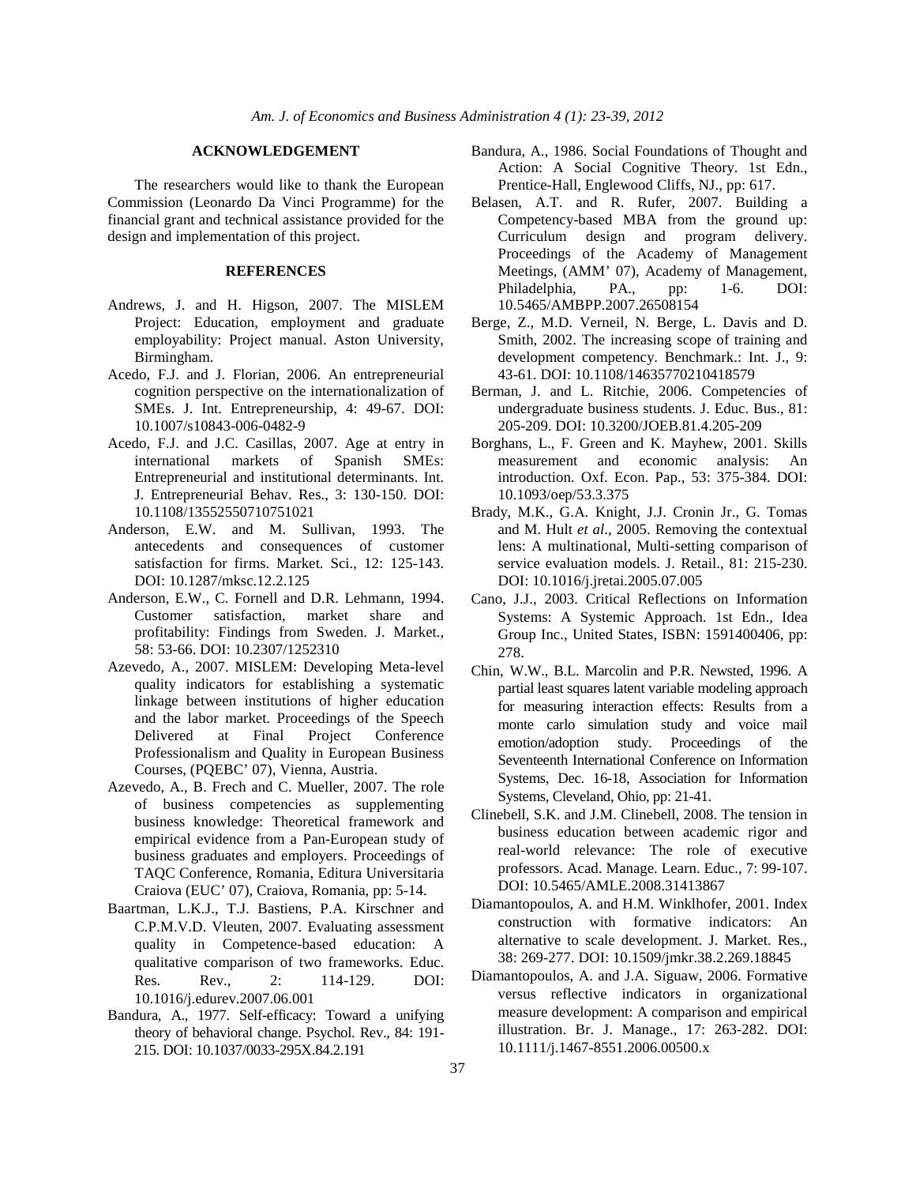## ACKNOWLEDGEMENT

The researchers would like to thank the European Commission (Leonardo Da Vinci Programme) for the financial grant and technical assistance provided for the design and implementation of this project.

## REFERENCES

Andrews, J. and H. Higson, 2007. The MISLEM Project: Education, employment and graduate employability: Project manual. Aston University, Birmingham.

Acedo, F.J. and J. Florian, 2006. An entrepreneurial cognition perspective on the internationalization of SMEs. J. Int. Entrepreneurship, 4: 49-67. DOI: 10.1007/s10843-006-0482-9

Acedo, F.J. and J.C. Casillas, 2007. Age at entry in international markets of Spanish SMEs: Entrepreneurial and institutional determinants. Int. J. Entrepreneurial Behav. Res., 3: 130-150. DOI: 10.1108/13552550710751021

Anderson, E.W. and M. Sullivan, 1993. The antecedents and consequences of customer satisfaction for firms. Market. Sci., 12: 125-143. DOI: 10.1287/mksc.12.2.125

Anderson, E.W., C. Fornell and D.R. Lehmann, 1994. Customer satisfaction, market share and profitability: Findings from Sweden. J. Market., 58: 53-66. DOI: 10.2307/1252310

Azevedo, A., 2007. MISLEM: Developing Meta-level quality indicators for establishing a systematic linkage between institutions of higher education and the labor market. Proceedings of the Speech Delivered at Final Project Conference Professionalism and Quality in European Business Courses, (PQEBC' 07), Vienna, Austria.

Azevedo, A., B. Frech and C. Mueller, 2007. The role of business competencies as supplementing business knowledge: Theoretical framework and empirical evidence from a Pan-European study of business graduates and employers. Proceedings of TAQC Conference, Romania, Editura Universitaria Craiova (EUC' 07), Craiova, Romania, pp: 5-14.

Baartman, L.K.J., T.J. Bastiens, P.A. Kirschner and C.P.M.V.D. Vleuten, 2007. Evaluating assessment quality in Competence-based education: A qualitative comparison of two frameworks. Educ. Res. Rev., 2: 114-129. DOI: 10.1016/j.edurev.2007.06.001

Bandura, A., 1977. Self-efficacy: Toward a unifying theory of behavioral change. Psychol. Rev., 84: 191-215. DOI: 10.1037/0033-295X.84.2.191

Bandura, A., 1986. Social Foundations of Thought and Action: A Social Cognitive Theory. 1st Edn., Prentice-Hall, Englewood Cliffs, NJ., pp: 617.

Belasen, A.T. and R. Rufer, 2007. Building a Competency-based MBA from the ground up: Curriculum design and program delivery. Proceedings of the Academy of Management Meetings, (AMM' 07), Academy of Management, Philadelphia, PA., pp: 1-6. DOI: 10.5465/AMBPP.2007.26508154

Berge, Z., M.D. Verneil, N. Berge, L. Davis and D. Smith, 2002. The increasing scope of training and development competency. Benchmark.: Int. J., 9: 43-61. DOI: 10.1108/14635770210418579

Berman, J. and L. Ritchie, 2006. Competencies of undergraduate business students. J. Educ. Bus., 81: 205-209. DOI: 10.3200/JOEB.81.4.205-209

Borghans, L., F. Green and K. Mayhew, 2001. Skills measurement and economic analysis: An introduction. Oxf. Econ. Pap., 53: 375-384. DOI: 10.1093/oep/53.3.375

Brady, M.K., G.A. Knight, J.J. Cronin Jr., G. Tomas and M. Hult *et al*., 2005. Removing the contextual lens: A multinational, Multi-setting comparison of service evaluation models. J. Retail., 81: 215-230. DOI: 10.1016/j.jretai.2005.07.005

Cano, J.J., 2003. Critical Reflections on Information Systems: A Systemic Approach. 1st Edn., Idea Group Inc., United States, ISBN: 1591400406, pp: 278.

Chin, W.W., B.L. Marcolin and P.R. Newsted, 1996. A partial least squares latent variable modeling approach for measuring interaction effects: Results from a monte carlo simulation study and voice mail emotion/adoption study. Proceedings of the Seventeenth International Conference on Information Systems, Dec. 16-18, Association for Information Systems, Cleveland, Ohio, pp: 21-41.

Clinebell, S.K. and J.M. Clinebell, 2008. The tension in business education between academic rigor and real-world relevance: The role of executive professors. Acad. Manage. Learn. Educ., 7: 99-107. DOI: 10.5465/AMLE.2008.31413867

Diamantopoulos, A. and H.M. Winklhofer, 2001. Index construction with formative indicators: An alternative to scale development. J. Market. Res., 38: 269-277. DOI: 10.1509/jmkr.38.2.269.18845

Diamantopoulos, A. and J.A. Siguaw, 2006. Formative versus reflective indicators in organizational measure development: A comparison and empirical illustration. Br. J. Manage., 17: 263-282. DOI: 10.1111/j.1467-8551.2006.00500.x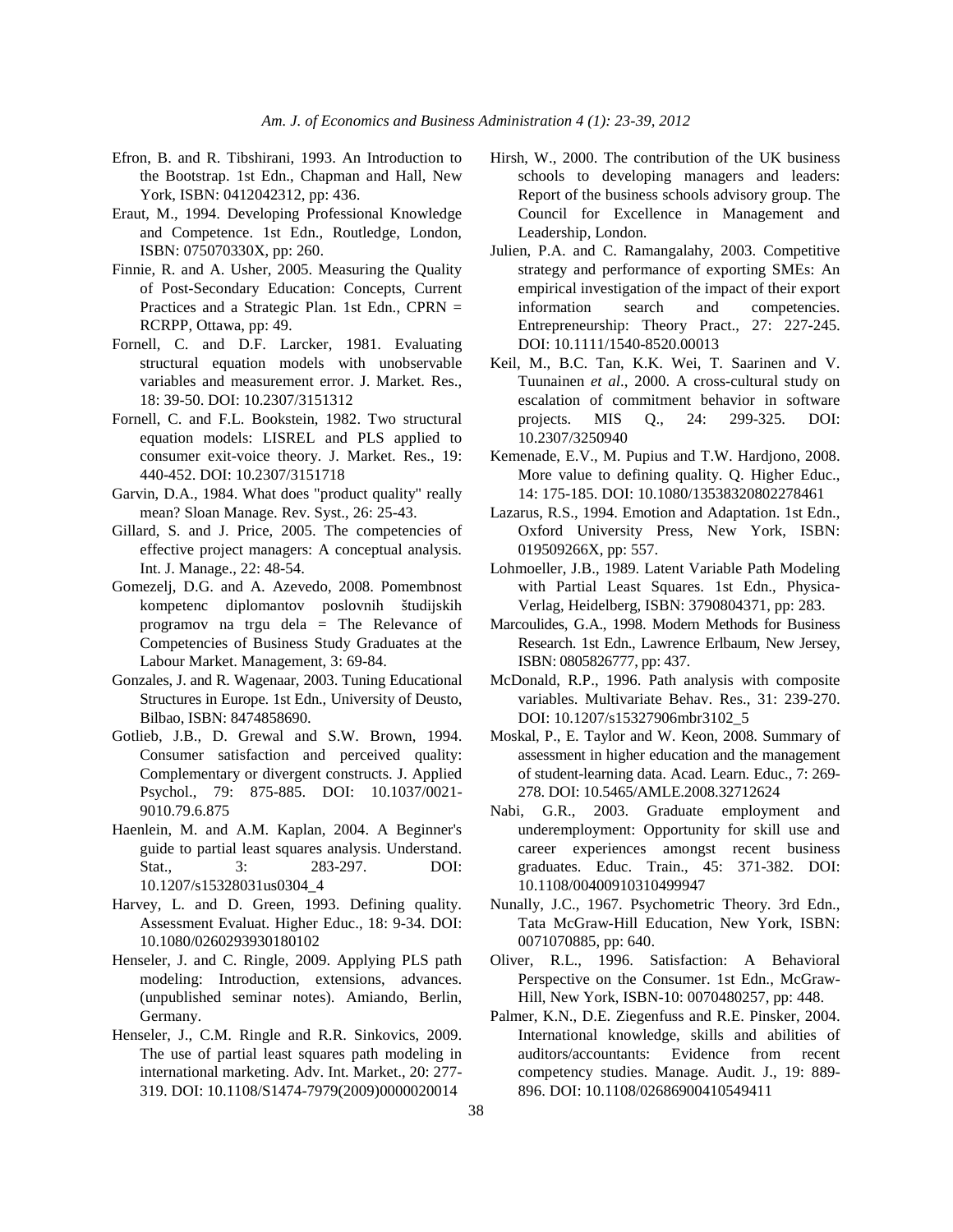Efron, B. and R. Tibshirani, 1993. An Introduction to the Bootstrap. 1st Edn., Chapman and Hall, New York, ISBN: 0412042312, pp: 436.

Eraut, M., 1994. Developing Professional Knowledge and Competence. 1st Edn., Routledge, London, ISBN: 075070330X, pp: 260.

Finnie, R. and A. Usher, 2005. Measuring the Quality of Post-Secondary Education: Concepts, Current Practices and a Strategic Plan. 1st Edn., CPRN = RCRPP, Ottawa, pp: 49.

Fornell, C. and D.F. Larcker, 1981. Evaluating structural equation models with unobservable variables and measurement error. J. Market. Res., 18: 39-50. DOI: 10.2307/3151312

Fornell, C. and F.L. Bookstein, 1982. Two structural equation models: LISREL and PLS applied to consumer exit-voice theory. J. Market. Res., 19: 440-452. DOI: 10.2307/3151718

Garvin, D.A., 1984. What does "product quality" really mean? Sloan Manage. Rev. Syst., 26: 25-43.

Gillard, S. and J. Price, 2005. The competencies of effective project managers: A conceptual analysis. Int. J. Manage., 22: 48-54.

Gomezelj, D.G. and A. Azevedo, 2008. Pomembnost kompetenc diplomantov poslovnih študijskih programov na trgu dela = The Relevance of Competencies of Business Study Graduates at the Labour Market. Management, 3: 69-84.

Gonzales, J. and R. Wagenaar, 2003. Tuning Educational Structures in Europe. 1st Edn., University of Deusto, Bilbao, ISBN: 8474858690.

Gotlieb, J.B., D. Grewal and S.W. Brown, 1994. Consumer satisfaction and perceived quality: Complementary or divergent constructs. J. Applied Psychol., 79: 875-885. DOI: 10.1037/0021-9010.79.6.875

Haenlein, M. and A.M. Kaplan, 2004. A Beginner's guide to partial least squares analysis. Understand. Stat., 3: 283-297. DOI: 10.1207/s15328031us0304_4

Harvey, L. and D. Green, 1993. Defining quality. Assessment Evaluat. Higher Educ., 18: 9-34. DOI: 10.1080/0260293930180102

Henseler, J. and C. Ringle, 2009. Applying PLS path modeling: Introduction, extensions, advances. (unpublished seminar notes). Amiando, Berlin, Germany.

Henseler, J., C.M. Ringle and R.R. Sinkovics, 2009. The use of partial least squares path modeling in international marketing. Adv. Int. Market., 20: 277-319. DOI: 10.1108/S1474-7979(2009)0000020014

Hirsh, W., 2000. The contribution of the UK business schools to developing managers and leaders: Report of the business schools advisory group. The Council for Excellence in Management and Leadership, London.

Julien, P.A. and C. Ramangalahy, 2003. Competitive strategy and performance of exporting SMEs: An empirical investigation of the impact of their export information search and competencies. Entrepreneurship: Theory Pract., 27: 227-245. DOI: 10.1111/1540-8520.00013

Keil, M., B.C. Tan, K.K. Wei, T. Saarinen and V. Tuunainen *et al*., 2000. A cross-cultural study on escalation of commitment behavior in software projects. MIS Q., 24: 299-325. DOI: 10.2307/3250940

Kemenade, E.V., M. Pupius and T.W. Hardjono, 2008. More value to defining quality. Q. Higher Educ., 14: 175-185. DOI: 10.1080/13538320802278461

Lazarus, R.S., 1994. Emotion and Adaptation. 1st Edn., Oxford University Press, New York, ISBN: 019509266X, pp: 557.

Lohmoeller, J.B., 1989. Latent Variable Path Modeling with Partial Least Squares. 1st Edn., Physica-Verlag, Heidelberg, ISBN: 3790804371, pp: 283.

Marcoulides, G.A., 1998. Modern Methods for Business Research. 1st Edn., Lawrence Erlbaum, New Jersey, ISBN: 0805826777, pp: 437.

McDonald, R.P., 1996. Path analysis with composite variables. Multivariate Behav. Res., 31: 239-270. DOI: 10.1207/s15327906mbr3102_5

Moskal, P., E. Taylor and W. Keon, 2008. Summary of assessment in higher education and the management of student-learning data. Acad. Learn. Educ., 7: 269-278. DOI: 10.5465/AMLE.2008.32712624

Nabi, G.R., 2003. Graduate employment and underemployment: Opportunity for skill use and career experiences amongst recent business graduates. Educ. Train., 45: 371-382. DOI: 10.1108/00400910310499947

Nunally, J.C., 1967. Psychometric Theory. 3rd Edn., Tata McGraw-Hill Education, New York, ISBN: 0071070885, pp: 640.

Oliver, R.L., 1996. Satisfaction: A Behavioral Perspective on the Consumer. 1st Edn., McGraw-Hill, New York, ISBN-10: 0070480257, pp: 448.

Palmer, K.N., D.E. Ziegenfuss and R.E. Pinsker, 2004. International knowledge, skills and abilities of auditors/accountants: Evidence from recent competency studies. Manage. Audit. J., 19: 889-896. DOI: 10.1108/02686900410549411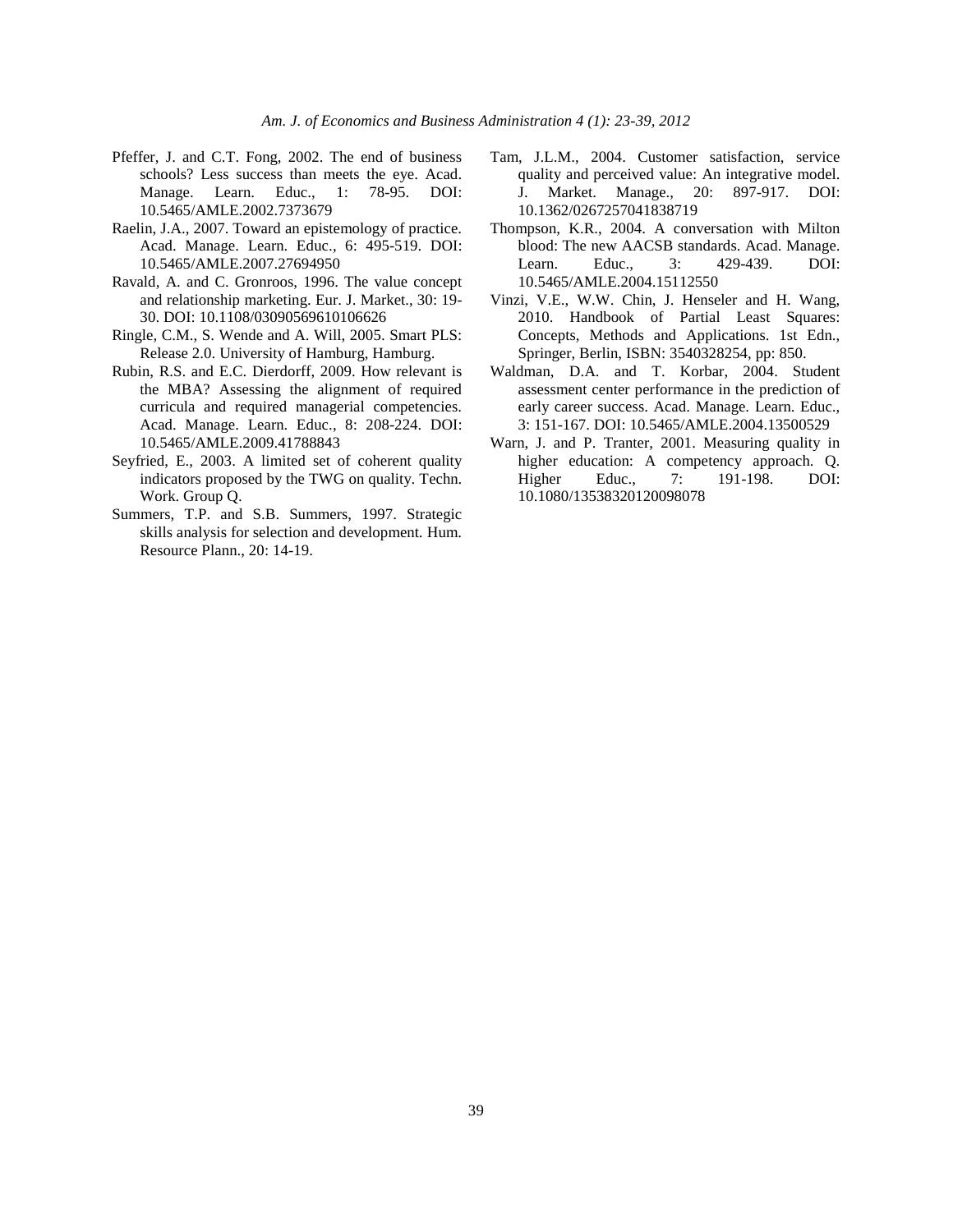Pfeffer, J. and C.T. Fong, 2002. The end of business schools? Less success than meets the eye. Acad. Manage. Learn. Educ., 1: 78-95. DOI: 10.5465/AMLE.2002.7373679

Raelin, J.A., 2007. Toward an epistemology of practice. Acad. Manage. Learn. Educ., 6: 495-519. DOI: 10.5465/AMLE.2007.27694950

Ravald, A. and C. Gronroos, 1996. The value concept and relationship marketing. Eur. J. Market., 30: 19-30. DOI: 10.1108/03090569610106626

Ringle, C.M., S. Wende and A. Will, 2005. Smart PLS: Release 2.0. University of Hamburg, Hamburg.

Rubin, R.S. and E.C. Dierdorff, 2009. How relevant is the MBA? Assessing the alignment of required curricula and required managerial competencies. Acad. Manage. Learn. Educ., 8: 208-224. DOI: 10.5465/AMLE.2009.41788843

Seyfried, E., 2003. A limited set of coherent quality indicators proposed by the TWG on quality. Techn. Work. Group Q.

Summers, T.P. and S.B. Summers, 1997. Strategic skills analysis for selection and development. Hum. Resource Plann., 20: 14-19.

Tam, J.L.M., 2004. Customer satisfaction, service quality and perceived value: An integrative model. J. Market. Manage., 20: 897-917. DOI: 10.1362/0267257041838719

Thompson, K.R., 2004. A conversation with Milton blood: The new AACSB standards. Acad. Manage. Learn. Educ., 3: 429-439. DOI: 10.5465/AMLE.2004.15112550

Vinzi, V.E., W.W. Chin, J. Henseler and H. Wang, 2010. Handbook of Partial Least Squares: Concepts, Methods and Applications. 1st Edn., Springer, Berlin, ISBN: 3540328254, pp: 850.

Waldman, D.A. and T. Korbar, 2004. Student assessment center performance in the prediction of early career success. Acad. Manage. Learn. Educ., 3: 151-167. DOI: 10.5465/AMLE.2004.13500529

Warn, J. and P. Tranter, 2001. Measuring quality in higher education: A competency approach. Q. Higher Educ., 7: 191-198. DOI: 10.1080/13538320120098078